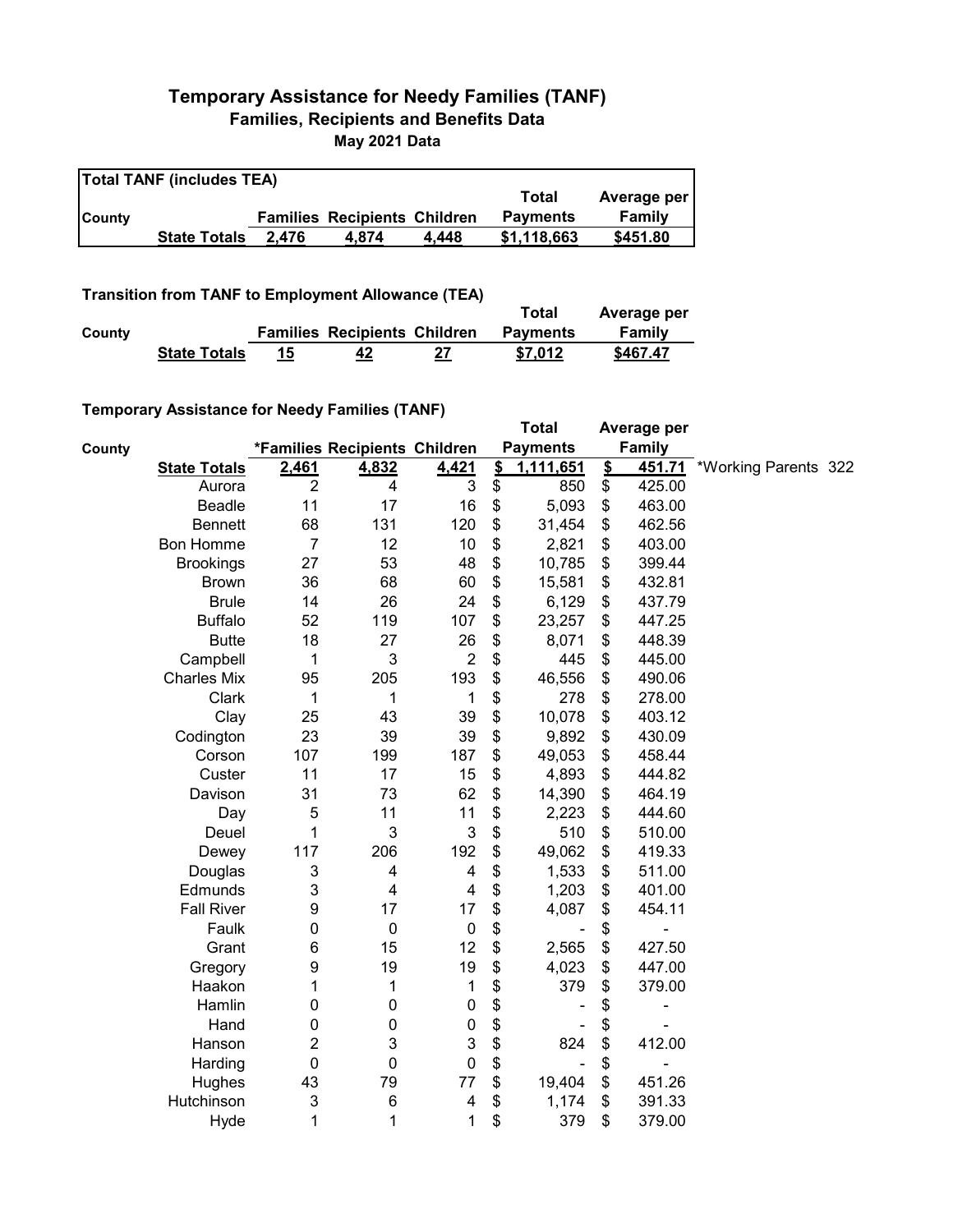# Temporary Assistance for Needy Families (TANF)

## Families, Recipients and Benefits Data

### May 2021 Data

**Total TANF (includes TEA)**

| County | | Families | Recipients | Children | Total Payments | Average per Family |
|---|---|---|---|---|---|---|
| | **State Totals** | **2,476** | **4,874** | **4,448** | **$1,118,663** | **$451.80** |

**Transition from TANF to Employment Allowance (TEA)**

| County | | Families | Recipients | Children | Total Payments | Average per Family |
|---|---|---|---|---|---|---|
| | **State Totals** | **15** | **42** | **27** | **$7,012** | **$467.47** |

**Temporary Assistance for Needy Families (TANF)**

| County | | *Families | Recipients | Children | Total Payments | Average per Family | |
|---|---|---|---|---|---|---|---|
| | **State Totals** | **2,461** | **4,832** | **4,421** | **$ 1,111,651** | **$ 451.71** | *Working Parents 322 |
| | Aurora | 2 | 4 | 3 | $ 850 | $ 425.00 | |
| | Beadle | 11 | 17 | 16 | $ 5,093 | $ 463.00 | |
| | Bennett | 68 | 131 | 120 | $ 31,454 | $ 462.56 | |
| | Bon Homme | 7 | 12 | 10 | $ 2,821 | $ 403.00 | |
| | Brookings | 27 | 53 | 48 | $ 10,785 | $ 399.44 | |
| | Brown | 36 | 68 | 60 | $ 15,581 | $ 432.81 | |
| | Brule | 14 | 26 | 24 | $ 6,129 | $ 437.79 | |
| | Buffalo | 52 | 119 | 107 | $ 23,257 | $ 447.25 | |
| | Butte | 18 | 27 | 26 | $ 8,071 | $ 448.39 | |
| | Campbell | 1 | 3 | 2 | $ 445 | $ 445.00 | |
| | Charles Mix | 95 | 205 | 193 | $ 46,556 | $ 490.06 | |
| | Clark | 1 | 1 | 1 | $ 278 | $ 278.00 | |
| | Clay | 25 | 43 | 39 | $ 10,078 | $ 403.12 | |
| | Codington | 23 | 39 | 39 | $ 9,892 | $ 430.09 | |
| | Corson | 107 | 199 | 187 | $ 49,053 | $ 458.44 | |
| | Custer | 11 | 17 | 15 | $ 4,893 | $ 444.82 | |
| | Davison | 31 | 73 | 62 | $ 14,390 | $ 464.19 | |
| | Day | 5 | 11 | 11 | $ 2,223 | $ 444.60 | |
| | Deuel | 1 | 3 | 3 | $ 510 | $ 510.00 | |
| | Dewey | 117 | 206 | 192 | $ 49,062 | $ 419.33 | |
| | Douglas | 3 | 4 | 4 | $ 1,533 | $ 511.00 | |
| | Edmunds | 3 | 4 | 4 | $ 1,203 | $ 401.00 | |
| | Fall River | 9 | 17 | 17 | $ 4,087 | $ 454.11 | |
| | Faulk | 0 | 0 | 0 | $ - | $ - | |
| | Grant | 6 | 15 | 12 | $ 2,565 | $ 427.50 | |
| | Gregory | 9 | 19 | 19 | $ 4,023 | $ 447.00 | |
| | Haakon | 1 | 1 | 1 | $ 379 | $ 379.00 | |
| | Hamlin | 0 | 0 | 0 | $ - | $ - | |
| | Hand | 0 | 0 | 0 | $ - | $ - | |
| | Hanson | 2 | 3 | 3 | $ 824 | $ 412.00 | |
| | Harding | 0 | 0 | 0 | $ - | $ - | |
| | Hughes | 43 | 79 | 77 | $ 19,404 | $ 451.26 | |
| | Hutchinson | 3 | 6 | 4 | $ 1,174 | $ 391.33 | |
| | Hyde | 1 | 1 | 1 | $ 379 | $ 379.00 | |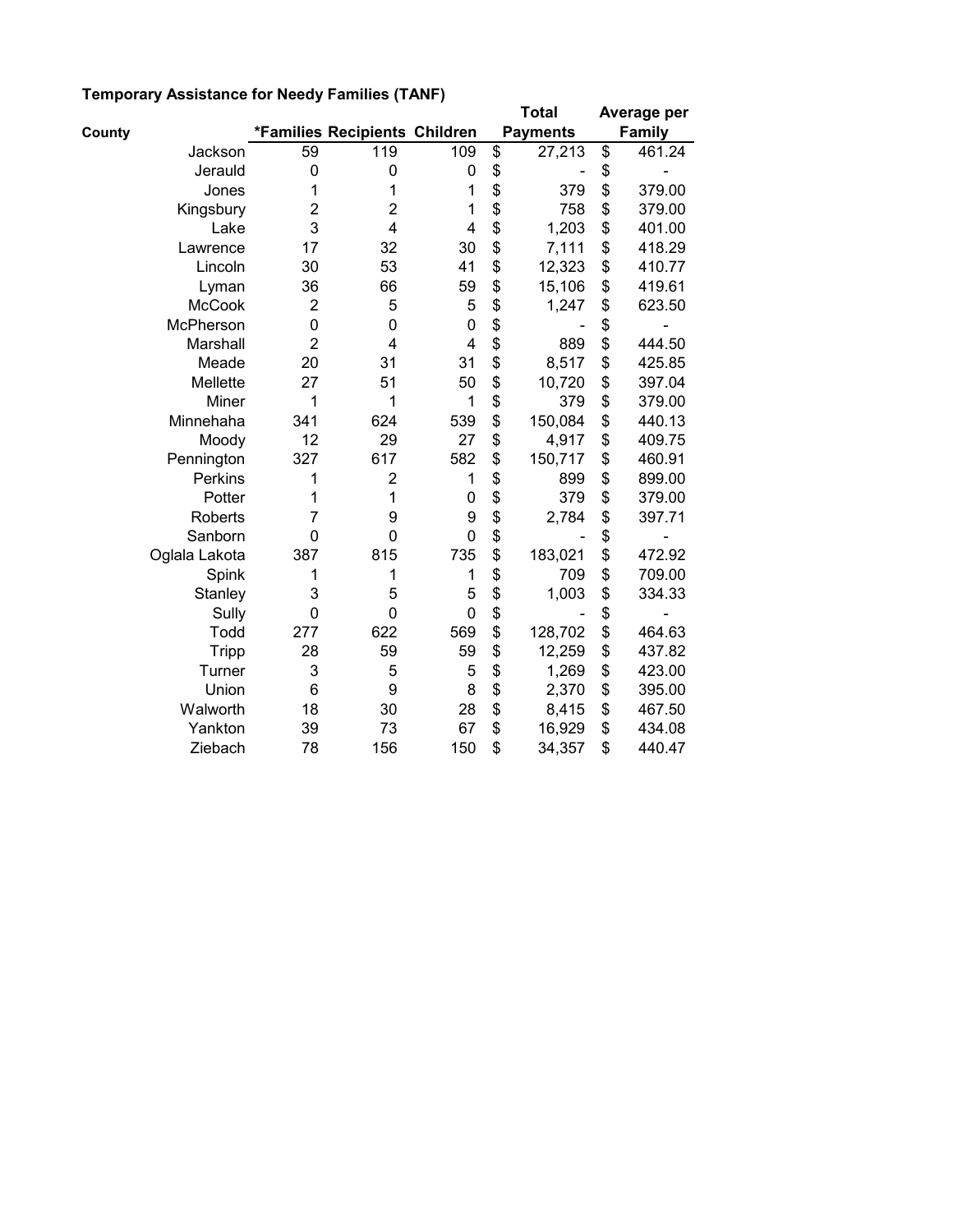**Temporary Assistance for Needy Families (TANF)**

| County | *Families | Recipients | Children | Total Payments | Average per Family |
|---|---|---|---|---|---|
| Jackson | 59 | 119 | 109 | $ 27,213 | $ 461.24 |
| Jerauld | 0 | 0 | 0 | $ - | $ - |
| Jones | 1 | 1 | 1 | $ 379 | $ 379.00 |
| Kingsbury | 2 | 2 | 1 | $ 758 | $ 379.00 |
| Lake | 3 | 4 | 4 | $ 1,203 | $ 401.00 |
| Lawrence | 17 | 32 | 30 | $ 7,111 | $ 418.29 |
| Lincoln | 30 | 53 | 41 | $ 12,323 | $ 410.77 |
| Lyman | 36 | 66 | 59 | $ 15,106 | $ 419.61 |
| McCook | 2 | 5 | 5 | $ 1,247 | $ 623.50 |
| McPherson | 0 | 0 | 0 | $ - | $ - |
| Marshall | 2 | 4 | 4 | $ 889 | $ 444.50 |
| Meade | 20 | 31 | 31 | $ 8,517 | $ 425.85 |
| Mellette | 27 | 51 | 50 | $ 10,720 | $ 397.04 |
| Miner | 1 | 1 | 1 | $ 379 | $ 379.00 |
| Minnehaha | 341 | 624 | 539 | $ 150,084 | $ 440.13 |
| Moody | 12 | 29 | 27 | $ 4,917 | $ 409.75 |
| Pennington | 327 | 617 | 582 | $ 150,717 | $ 460.91 |
| Perkins | 1 | 2 | 1 | $ 899 | $ 899.00 |
| Potter | 1 | 1 | 0 | $ 379 | $ 379.00 |
| Roberts | 7 | 9 | 9 | $ 2,784 | $ 397.71 |
| Sanborn | 0 | 0 | 0 | $ - | $ - |
| Oglala Lakota | 387 | 815 | 735 | $ 183,021 | $ 472.92 |
| Spink | 1 | 1 | 1 | $ 709 | $ 709.00 |
| Stanley | 3 | 5 | 5 | $ 1,003 | $ 334.33 |
| Sully | 0 | 0 | 0 | $ - | $ - |
| Todd | 277 | 622 | 569 | $ 128,702 | $ 464.63 |
| Tripp | 28 | 59 | 59 | $ 12,259 | $ 437.82 |
| Turner | 3 | 5 | 5 | $ 1,269 | $ 423.00 |
| Union | 6 | 9 | 8 | $ 2,370 | $ 395.00 |
| Walworth | 18 | 30 | 28 | $ 8,415 | $ 467.50 |
| Yankton | 39 | 73 | 67 | $ 16,929 | $ 434.08 |
| Ziebach | 78 | 156 | 150 | $ 34,357 | $ 440.47 |